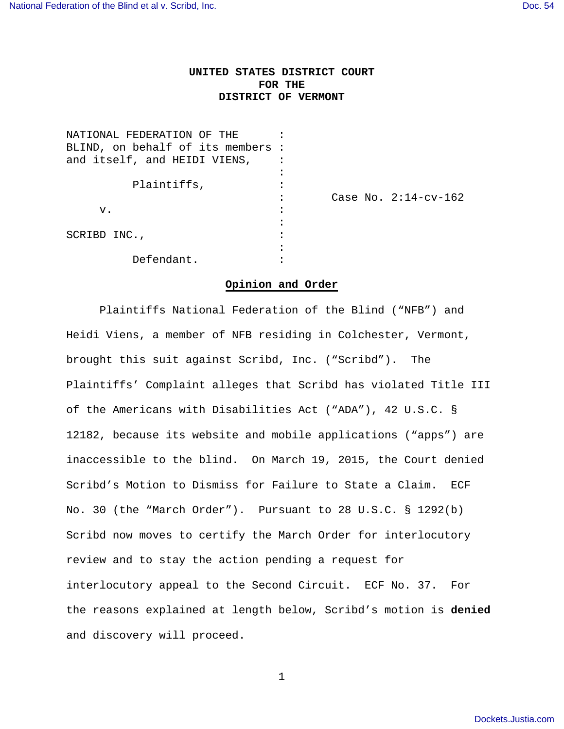**UNITED STATES DISTRICT COURT**
**FOR THE**
**DISTRICT OF VERMONT**

NATIONAL FEDERATION OF THE BLIND, on behalf of its members and itself, and HEIDI VIENS,

Plaintiffs,

v.

SCRIBD INC.,

Defendant.

Case No. 2:14-cv-162

## Opinion and Order

Plaintiffs National Federation of the Blind ("NFB") and Heidi Viens, a member of NFB residing in Colchester, Vermont, brought this suit against Scribd, Inc. ("Scribd"). The Plaintiffs' Complaint alleges that Scribd has violated Title III of the Americans with Disabilities Act ("ADA"), 42 U.S.C. § 12182, because its website and mobile applications ("apps") are inaccessible to the blind. On March 19, 2015, the Court denied Scribd's Motion to Dismiss for Failure to State a Claim. ECF No. 30 (the "March Order"). Pursuant to 28 U.S.C. § 1292(b) Scribd now moves to certify the March Order for interlocutory review and to stay the action pending a request for interlocutory appeal to the Second Circuit. ECF No. 37. For the reasons explained at length below, Scribd's motion is **denied** and discovery will proceed.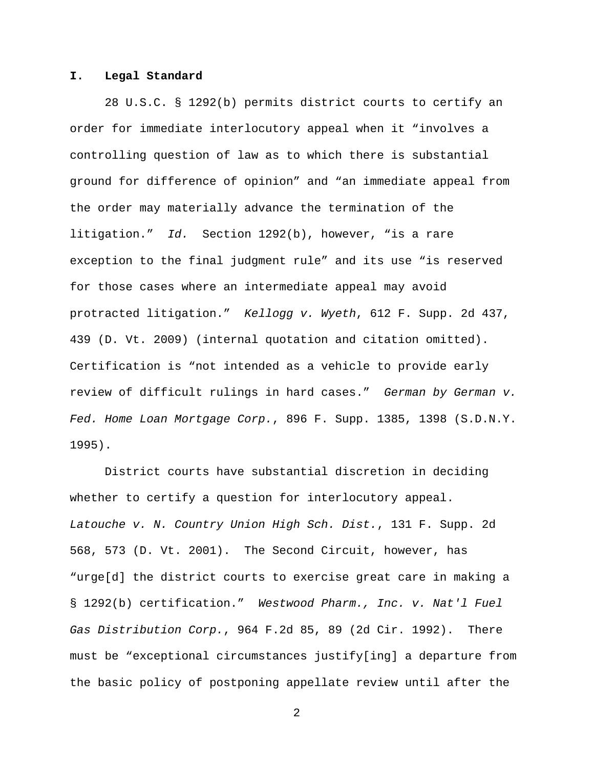## I. Legal Standard

28 U.S.C. § 1292(b) permits district courts to certify an order for immediate interlocutory appeal when it "involves a controlling question of law as to which there is substantial ground for difference of opinion" and "an immediate appeal from the order may materially advance the termination of the litigation." *Id.* Section 1292(b), however, "is a rare exception to the final judgment rule" and its use "is reserved for those cases where an intermediate appeal may avoid protracted litigation." *Kellogg v. Wyeth*, 612 F. Supp. 2d 437, 439 (D. Vt. 2009) (internal quotation and citation omitted). Certification is "not intended as a vehicle to provide early review of difficult rulings in hard cases." *German by German v. Fed. Home Loan Mortgage Corp.*, 896 F. Supp. 1385, 1398 (S.D.N.Y. 1995).

District courts have substantial discretion in deciding whether to certify a question for interlocutory appeal. *Latouche v. N. Country Union High Sch. Dist.*, 131 F. Supp. 2d 568, 573 (D. Vt. 2001). The Second Circuit, however, has "urge[d] the district courts to exercise great care in making a § 1292(b) certification." *Westwood Pharm., Inc. v. Nat'l Fuel Gas Distribution Corp.*, 964 F.2d 85, 89 (2d Cir. 1992). There must be "exceptional circumstances justify[ing] a departure from the basic policy of postponing appellate review until after the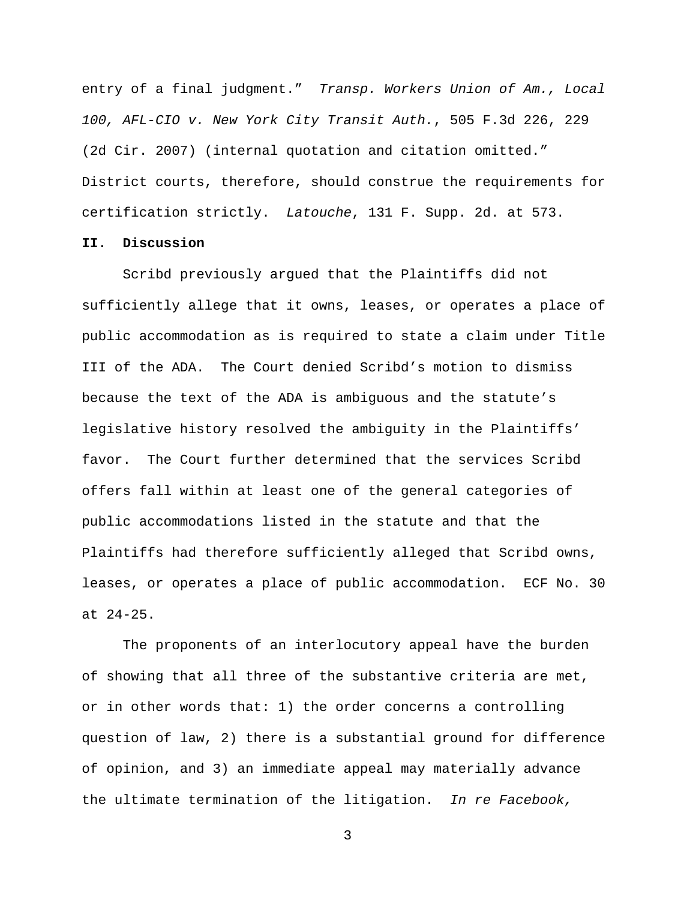entry of a final judgment." *Transp. Workers Union of Am., Local 100, AFL-CIO v. New York City Transit Auth.*, 505 F.3d 226, 229 (2d Cir. 2007) (internal quotation and citation omitted." District courts, therefore, should construe the requirements for certification strictly. *Latouche*, 131 F. Supp. 2d. at 573.

**II. Discussion**

Scribd previously argued that the Plaintiffs did not sufficiently allege that it owns, leases, or operates a place of public accommodation as is required to state a claim under Title III of the ADA. The Court denied Scribd's motion to dismiss because the text of the ADA is ambiguous and the statute's legislative history resolved the ambiguity in the Plaintiffs' favor. The Court further determined that the services Scribd offers fall within at least one of the general categories of public accommodations listed in the statute and that the Plaintiffs had therefore sufficiently alleged that Scribd owns, leases, or operates a place of public accommodation. ECF No. 30 at 24-25.

The proponents of an interlocutory appeal have the burden of showing that all three of the substantive criteria are met, or in other words that: 1) the order concerns a controlling question of law, 2) there is a substantial ground for difference of opinion, and 3) an immediate appeal may materially advance the ultimate termination of the litigation. *In re Facebook,*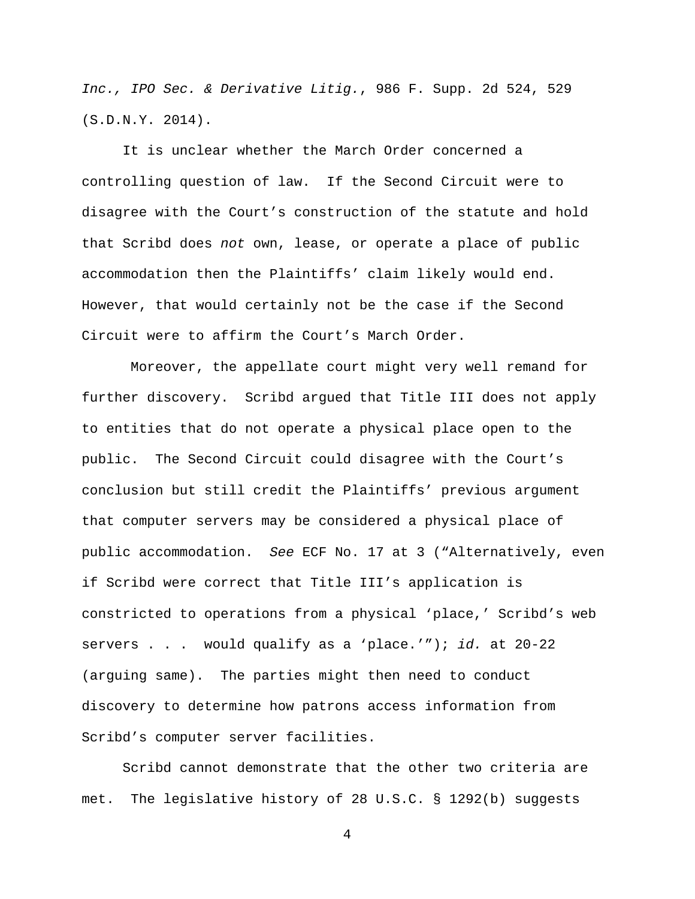*Inc., IPO Sec. & Derivative Litig.*, 986 F. Supp. 2d 524, 529 (S.D.N.Y. 2014).

It is unclear whether the March Order concerned a controlling question of law. If the Second Circuit were to disagree with the Court's construction of the statute and hold that Scribd does *not* own, lease, or operate a place of public accommodation then the Plaintiffs' claim likely would end. However, that would certainly not be the case if the Second Circuit were to affirm the Court's March Order.

Moreover, the appellate court might very well remand for further discovery. Scribd argued that Title III does not apply to entities that do not operate a physical place open to the public. The Second Circuit could disagree with the Court's conclusion but still credit the Plaintiffs' previous argument that computer servers may be considered a physical place of public accommodation. *See* ECF No. 17 at 3 ("Alternatively, even if Scribd were correct that Title III's application is constricted to operations from a physical 'place,' Scribd's web servers . . . would qualify as a 'place.'"); *id.* at 20-22 (arguing same). The parties might then need to conduct discovery to determine how patrons access information from Scribd's computer server facilities.

Scribd cannot demonstrate that the other two criteria are met. The legislative history of 28 U.S.C. § 1292(b) suggests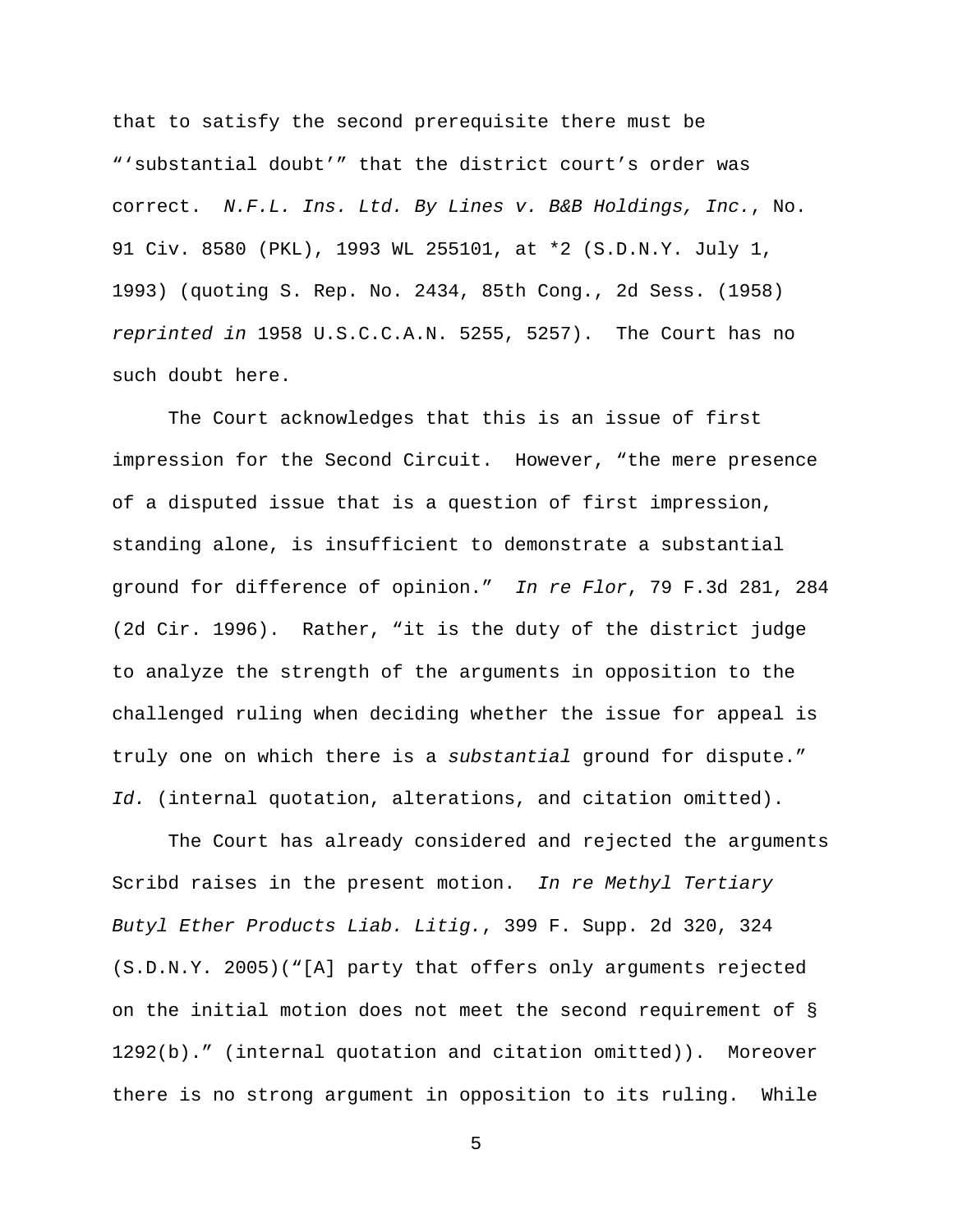that to satisfy the second prerequisite there must be "'substantial doubt'" that the district court's order was correct. *N.F.L. Ins. Ltd. By Lines v. B&B Holdings, Inc.*, No. 91 Civ. 8580 (PKL), 1993 WL 255101, at *2 (S.D.N.Y. July 1, 1993) (quoting S. Rep. No. 2434, 85th Cong., 2d Sess. (1958) *reprinted in* 1958 U.S.C.C.A.N. 5255, 5257). The Court has no such doubt here.

The Court acknowledges that this is an issue of first impression for the Second Circuit. However, "the mere presence of a disputed issue that is a question of first impression, standing alone, is insufficient to demonstrate a substantial ground for difference of opinion." *In re Flor*, 79 F.3d 281, 284 (2d Cir. 1996). Rather, "it is the duty of the district judge to analyze the strength of the arguments in opposition to the challenged ruling when deciding whether the issue for appeal is truly one on which there is a *substantial* ground for dispute." *Id.* (internal quotation, alterations, and citation omitted).

The Court has already considered and rejected the arguments Scribd raises in the present motion. *In re Methyl Tertiary Butyl Ether Products Liab. Litig.*, 399 F. Supp. 2d 320, 324 (S.D.N.Y. 2005)("[A] party that offers only arguments rejected on the initial motion does not meet the second requirement of § 1292(b)." (internal quotation and citation omitted)). Moreover there is no strong argument in opposition to its ruling. While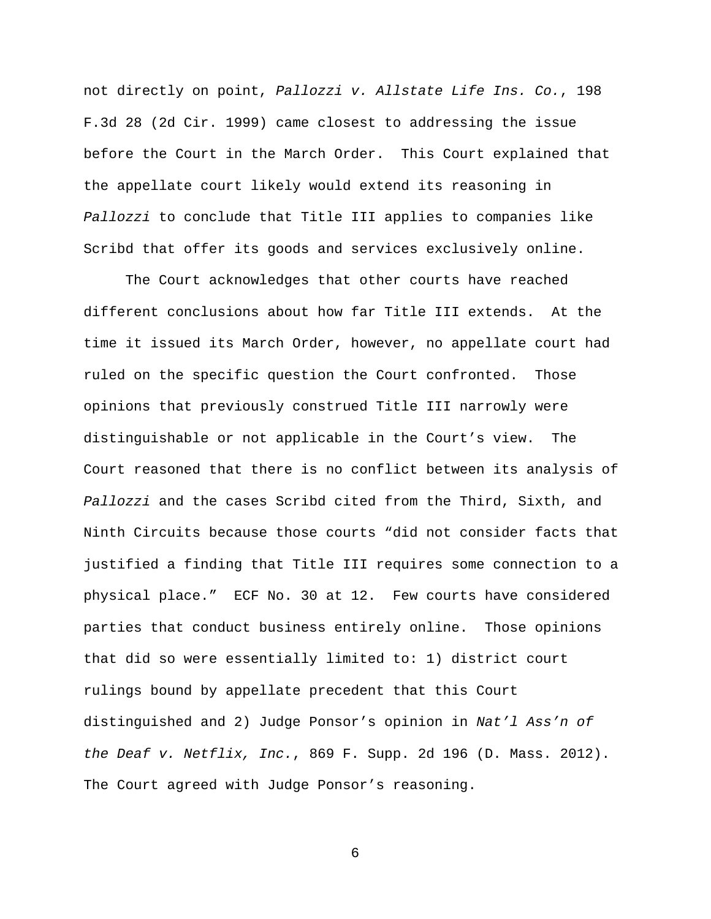not directly on point, *Pallozzi v. Allstate Life Ins. Co.*, 198 F.3d 28 (2d Cir. 1999) came closest to addressing the issue before the Court in the March Order. This Court explained that the appellate court likely would extend its reasoning in *Pallozzi* to conclude that Title III applies to companies like Scribd that offer its goods and services exclusively online.

The Court acknowledges that other courts have reached different conclusions about how far Title III extends. At the time it issued its March Order, however, no appellate court had ruled on the specific question the Court confronted. Those opinions that previously construed Title III narrowly were distinguishable or not applicable in the Court's view. The Court reasoned that there is no conflict between its analysis of *Pallozzi* and the cases Scribd cited from the Third, Sixth, and Ninth Circuits because those courts "did not consider facts that justified a finding that Title III requires some connection to a physical place." ECF No. 30 at 12. Few courts have considered parties that conduct business entirely online. Those opinions that did so were essentially limited to: 1) district court rulings bound by appellate precedent that this Court distinguished and 2) Judge Ponsor's opinion in *Nat'l Ass'n of the Deaf v. Netflix, Inc.*, 869 F. Supp. 2d 196 (D. Mass. 2012). The Court agreed with Judge Ponsor's reasoning.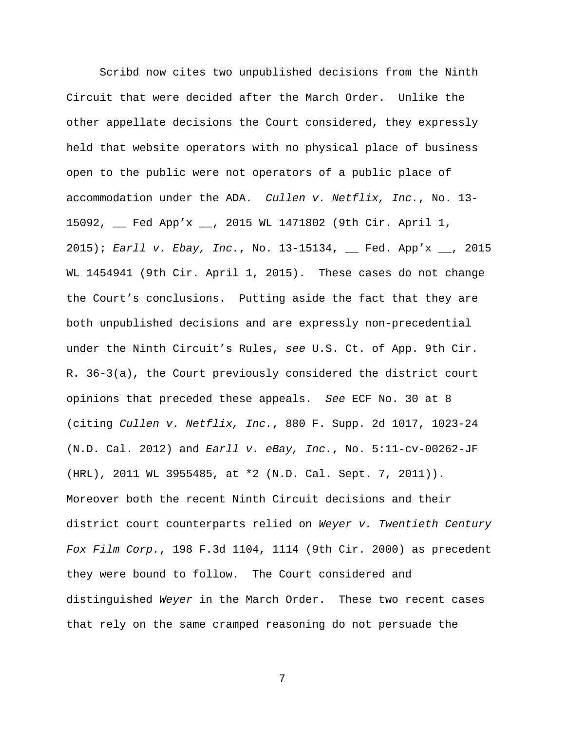Scribd now cites two unpublished decisions from the Ninth Circuit that were decided after the March Order. Unlike the other appellate decisions the Court considered, they expressly held that website operators with no physical place of business open to the public were not operators of a public place of accommodation under the ADA. *Cullen v. Netflix, Inc.*, No. 13-15092, __ Fed App'x __, 2015 WL 1471802 (9th Cir. April 1, 2015); *Earll v. Ebay, Inc.*, No. 13-15134, __ Fed. App'x __, 2015 WL 1454941 (9th Cir. April 1, 2015). These cases do not change the Court's conclusions. Putting aside the fact that they are both unpublished decisions and are expressly non-precedential under the Ninth Circuit's Rules, *see* U.S. Ct. of App. 9th Cir. R. 36-3(a), the Court previously considered the district court opinions that preceded these appeals. *See* ECF No. 30 at 8 (citing *Cullen v. Netflix, Inc.*, 880 F. Supp. 2d 1017, 1023-24 (N.D. Cal. 2012) and *Earll v. eBay, Inc.*, No. 5:11-cv-00262-JF (HRL), 2011 WL 3955485, at *2 (N.D. Cal. Sept. 7, 2011)). Moreover both the recent Ninth Circuit decisions and their district court counterparts relied on *Weyer v. Twentieth Century Fox Film Corp.*, 198 F.3d 1104, 1114 (9th Cir. 2000) as precedent they were bound to follow. The Court considered and distinguished *Weyer* in the March Order. These two recent cases that rely on the same cramped reasoning do not persuade the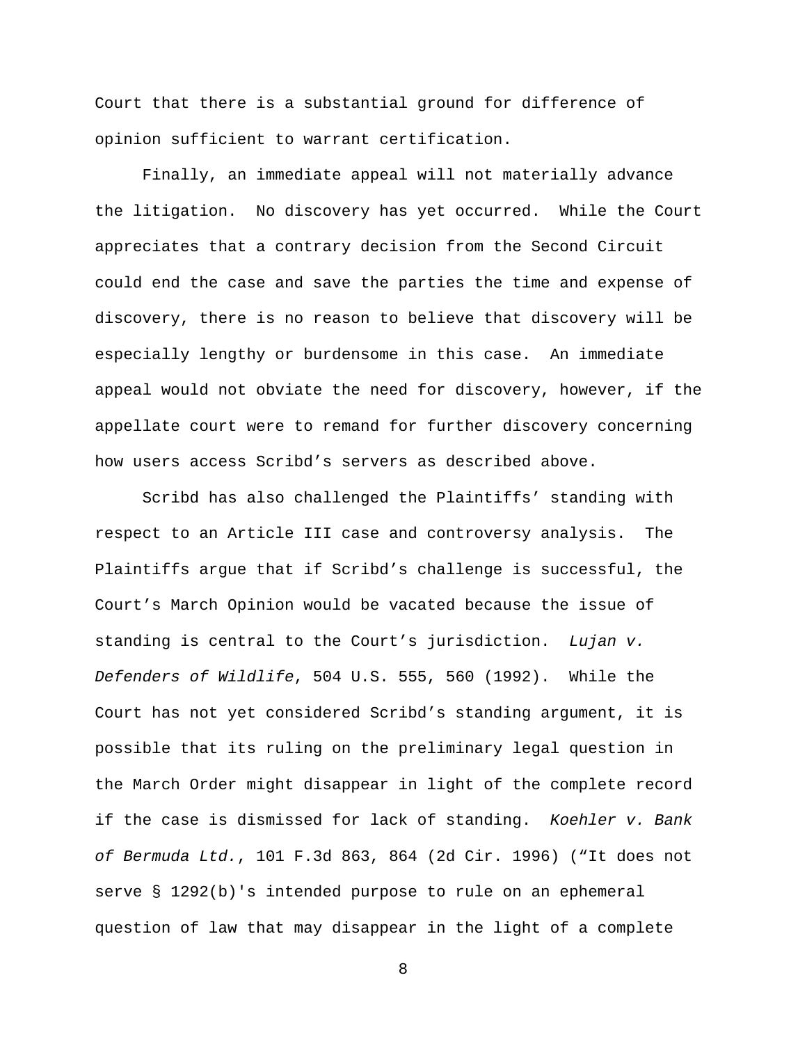Court that there is a substantial ground for difference of opinion sufficient to warrant certification.

Finally, an immediate appeal will not materially advance the litigation. No discovery has yet occurred. While the Court appreciates that a contrary decision from the Second Circuit could end the case and save the parties the time and expense of discovery, there is no reason to believe that discovery will be especially lengthy or burdensome in this case. An immediate appeal would not obviate the need for discovery, however, if the appellate court were to remand for further discovery concerning how users access Scribd's servers as described above.

Scribd has also challenged the Plaintiffs' standing with respect to an Article III case and controversy analysis. The Plaintiffs argue that if Scribd's challenge is successful, the Court's March Opinion would be vacated because the issue of standing is central to the Court's jurisdiction. *Lujan v. Defenders of Wildlife*, 504 U.S. 555, 560 (1992). While the Court has not yet considered Scribd's standing argument, it is possible that its ruling on the preliminary legal question in the March Order might disappear in light of the complete record if the case is dismissed for lack of standing. *Koehler v. Bank of Bermuda Ltd.*, 101 F.3d 863, 864 (2d Cir. 1996) ("It does not serve § 1292(b)'s intended purpose to rule on an ephemeral question of law that may disappear in the light of a complete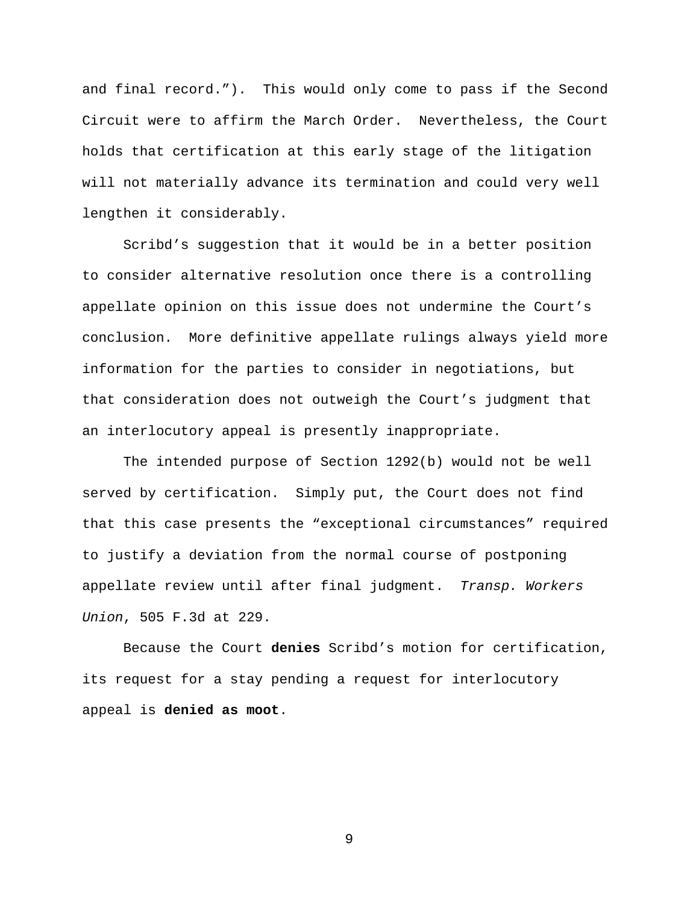and final record."). This would only come to pass if the Second Circuit were to affirm the March Order. Nevertheless, the Court holds that certification at this early stage of the litigation will not materially advance its termination and could very well lengthen it considerably.

Scribd's suggestion that it would be in a better position to consider alternative resolution once there is a controlling appellate opinion on this issue does not undermine the Court's conclusion. More definitive appellate rulings always yield more information for the parties to consider in negotiations, but that consideration does not outweigh the Court's judgment that an interlocutory appeal is presently inappropriate.

The intended purpose of Section 1292(b) would not be well served by certification. Simply put, the Court does not find that this case presents the "exceptional circumstances" required to justify a deviation from the normal course of postponing appellate review until after final judgment. *Transp. Workers Union*, 505 F.3d at 229.

Because the Court **denies** Scribd's motion for certification, its request for a stay pending a request for interlocutory appeal is **denied as moot**.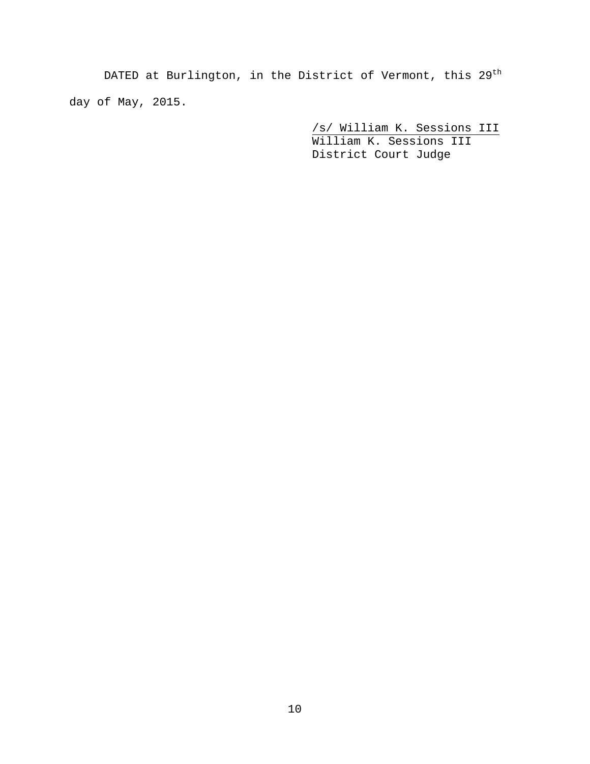DATED at Burlington, in the District of Vermont, this 29th day of May, 2015.

/s/ William K. Sessions III
William K. Sessions III
District Court Judge